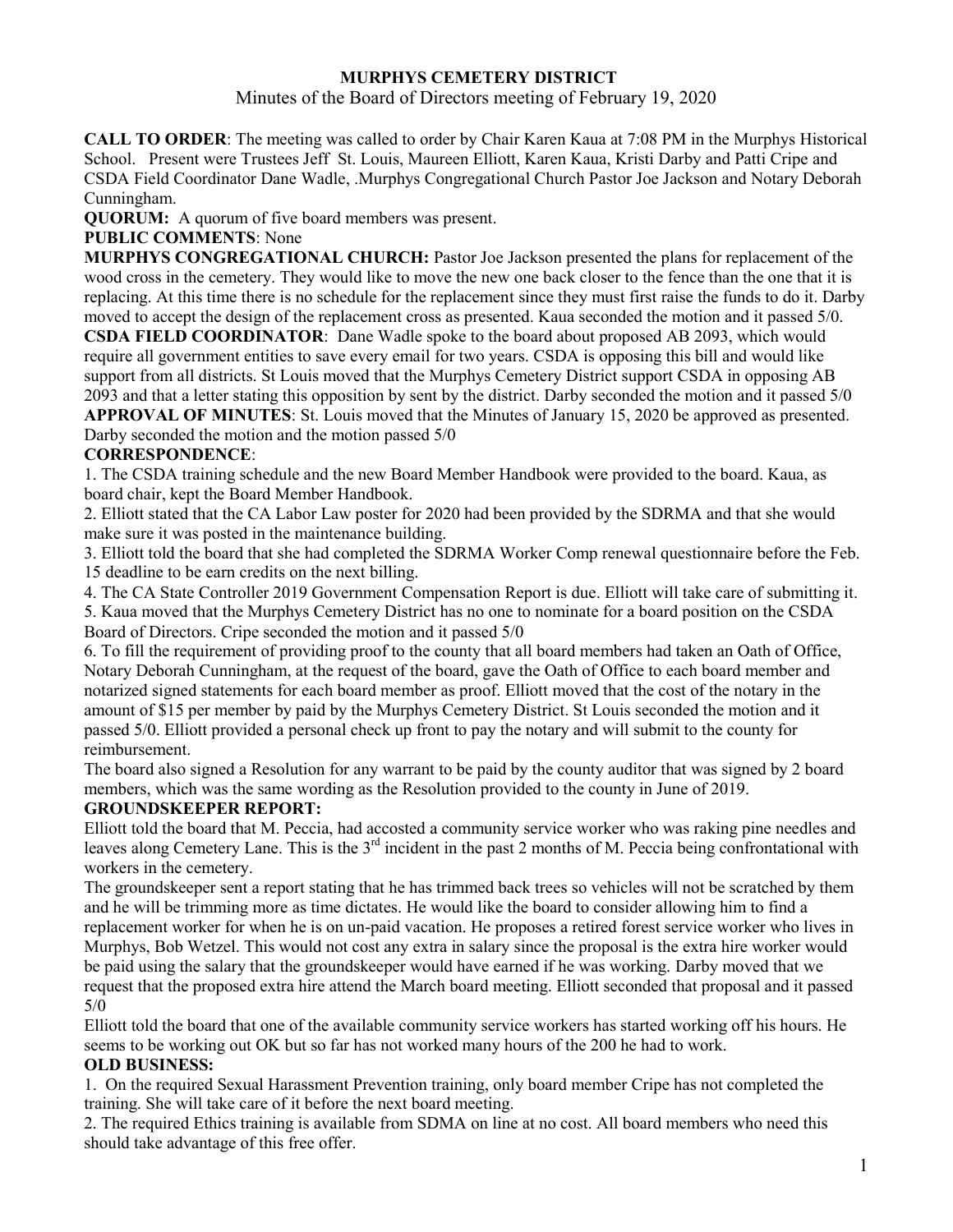# MURPHYS CEMETERY DISTRICT

Minutes of the Board of Directors meeting of February 19, 2020

**CALL TO ORDER**: The meeting was called to order by Chair Karen Kaua at 7:08 PM in the Murphys Historical School. Present were Trustees Jeff St. Louis, Maureen Elliott, Karen Kaua, Kristi Darby and Patti Cripe and CSDA Field Coordinator Dane Wadle, .Murphys Congregational Church Pastor Joe Jackson and Notary Deborah Cunningham.

**QUORUM:** A quorum of five board members was present.

**PUBLIC COMMENTS**: None

**MURPHYS CONGREGATIONAL CHURCH:** Pastor Joe Jackson presented the plans for replacement of the wood cross in the cemetery. They would like to move the new one back closer to the fence than the one that it is replacing. At this time there is no schedule for the replacement since they must first raise the funds to do it. Darby moved to accept the design of the replacement cross as presented. Kaua seconded the motion and it passed 5/0.

**CSDA FIELD COORDINATOR**: Dane Wadle spoke to the board about proposed AB 2093, which would require all government entities to save every email for two years. CSDA is opposing this bill and would like support from all districts. St Louis moved that the Murphys Cemetery District support CSDA in opposing AB 2093 and that a letter stating this opposition by sent by the district. Darby seconded the motion and it passed 5/0

**APPROVAL OF MINUTES**: St. Louis moved that the Minutes of January 15, 2020 be approved as presented. Darby seconded the motion and the motion passed 5/0

**CORRESPONDENCE**:

1. The CSDA training schedule and the new Board Member Handbook were provided to the board. Kaua, as board chair, kept the Board Member Handbook.
2. Elliott stated that the CA Labor Law poster for 2020 had been provided by the SDRMA and that she would make sure it was posted in the maintenance building.
3. Elliott told the board that she had completed the SDRMA Worker Comp renewal questionnaire before the Feb. 15 deadline to be earn credits on the next billing.
4. The CA State Controller 2019 Government Compensation Report is due. Elliott will take care of submitting it.
5. Kaua moved that the Murphys Cemetery District has no one to nominate for a board position on the CSDA Board of Directors. Cripe seconded the motion and it passed 5/0
6. To fill the requirement of providing proof to the county that all board members had taken an Oath of Office, Notary Deborah Cunningham, at the request of the board, gave the Oath of Office to each board member and notarized signed statements for each board member as proof. Elliott moved that the cost of the notary in the amount of $15 per member by paid by the Murphys Cemetery District. St Louis seconded the motion and it passed 5/0. Elliott provided a personal check up front to pay the notary and will submit to the county for reimbursement.

The board also signed a Resolution for any warrant to be paid by the county auditor that was signed by 2 board members, which was the same wording as the Resolution provided to the county in June of 2019.

**GROUNDSKEEPER REPORT:**

Elliott told the board that M. Peccia, had accosted a community service worker who was raking pine needles and leaves along Cemetery Lane. This is the 3rd incident in the past 2 months of M. Peccia being confrontational with workers in the cemetery.

The groundskeeper sent a report stating that he has trimmed back trees so vehicles will not be scratched by them and he will be trimming more as time dictates. He would like the board to consider allowing him to find a replacement worker for when he is on un-paid vacation. He proposes a retired forest service worker who lives in Murphys, Bob Wetzel. This would not cost any extra in salary since the proposal is the extra hire worker would be paid using the salary that the groundskeeper would have earned if he was working. Darby moved that we request that the proposed extra hire attend the March board meeting. Elliott seconded that proposal and it passed 5/0

Elliott told the board that one of the available community service workers has started working off his hours. He seems to be working out OK but so far has not worked many hours of the 200 he had to work.

**OLD BUSINESS:**

1. On the required Sexual Harassment Prevention training, only board member Cripe has not completed the training. She will take care of it before the next board meeting.
2. The required Ethics training is available from SDMA on line at no cost. All board members who need this should take advantage of this free offer.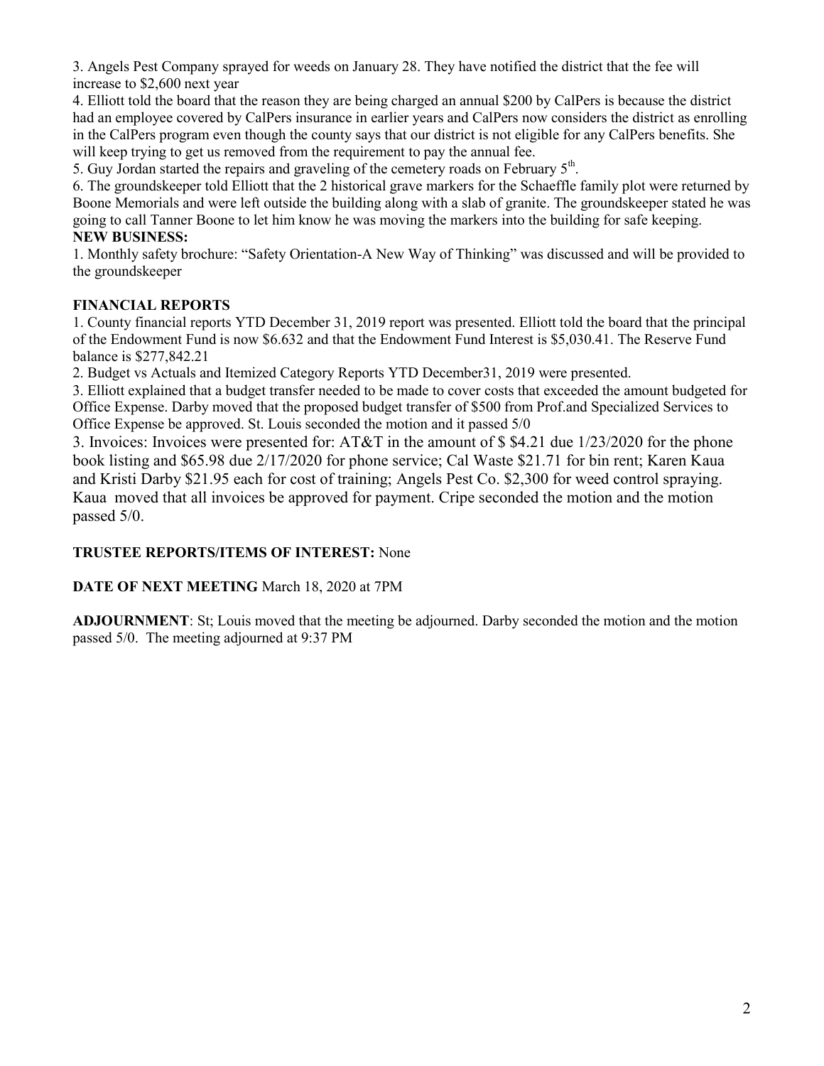3. Angels Pest Company sprayed for weeds on January 28. They have notified the district that the fee will increase to $2,600 next year

4. Elliott told the board that the reason they are being charged an annual $200 by CalPers is because the district had an employee covered by CalPers insurance in earlier years and CalPers now considers the district as enrolling in the CalPers program even though the county says that our district is not eligible for any CalPers benefits. She will keep trying to get us removed from the requirement to pay the annual fee.

5. Guy Jordan started the repairs and graveling of the cemetery roads on February 5th.

6. The groundskeeper told Elliott that the 2 historical grave markers for the Schaeffle family plot were returned by Boone Memorials and were left outside the building along with a slab of granite. The groundskeeper stated he was going to call Tanner Boone to let him know he was moving the markers into the building for safe keeping.

**NEW BUSINESS:**

1. Monthly safety brochure: "Safety Orientation-A New Way of Thinking" was discussed and will be provided to the groundskeeper

**FINANCIAL REPORTS**

1. County financial reports YTD December 31, 2019 report was presented. Elliott told the board that the principal of the Endowment Fund is now $6.632 and that the Endowment Fund Interest is $5,030.41. The Reserve Fund balance is $277,842.21

2. Budget vs Actuals and Itemized Category Reports YTD December31, 2019 were presented.

3. Elliott explained that a budget transfer needed to be made to cover costs that exceeded the amount budgeted for Office Expense. Darby moved that the proposed budget transfer of $500 from Prof.and Specialized Services to Office Expense be approved. St. Louis seconded the motion and it passed 5/0

3. Invoices: Invoices were presented for: AT&T in the amount of $ $4.21 due 1/23/2020 for the phone book listing and $65.98 due 2/17/2020 for phone service; Cal Waste $21.71 for bin rent; Karen Kaua and Kristi Darby $21.95 each for cost of training; Angels Pest Co. $2,300 for weed control spraying. Kaua moved that all invoices be approved for payment. Cripe seconded the motion and the motion passed 5/0.

**TRUSTEE REPORTS/ITEMS OF INTEREST:** None

**DATE OF NEXT MEETING** March 18, 2020 at 7PM

**ADJOURNMENT**: St; Louis moved that the meeting be adjourned. Darby seconded the motion and the motion passed 5/0. The meeting adjourned at 9:37 PM